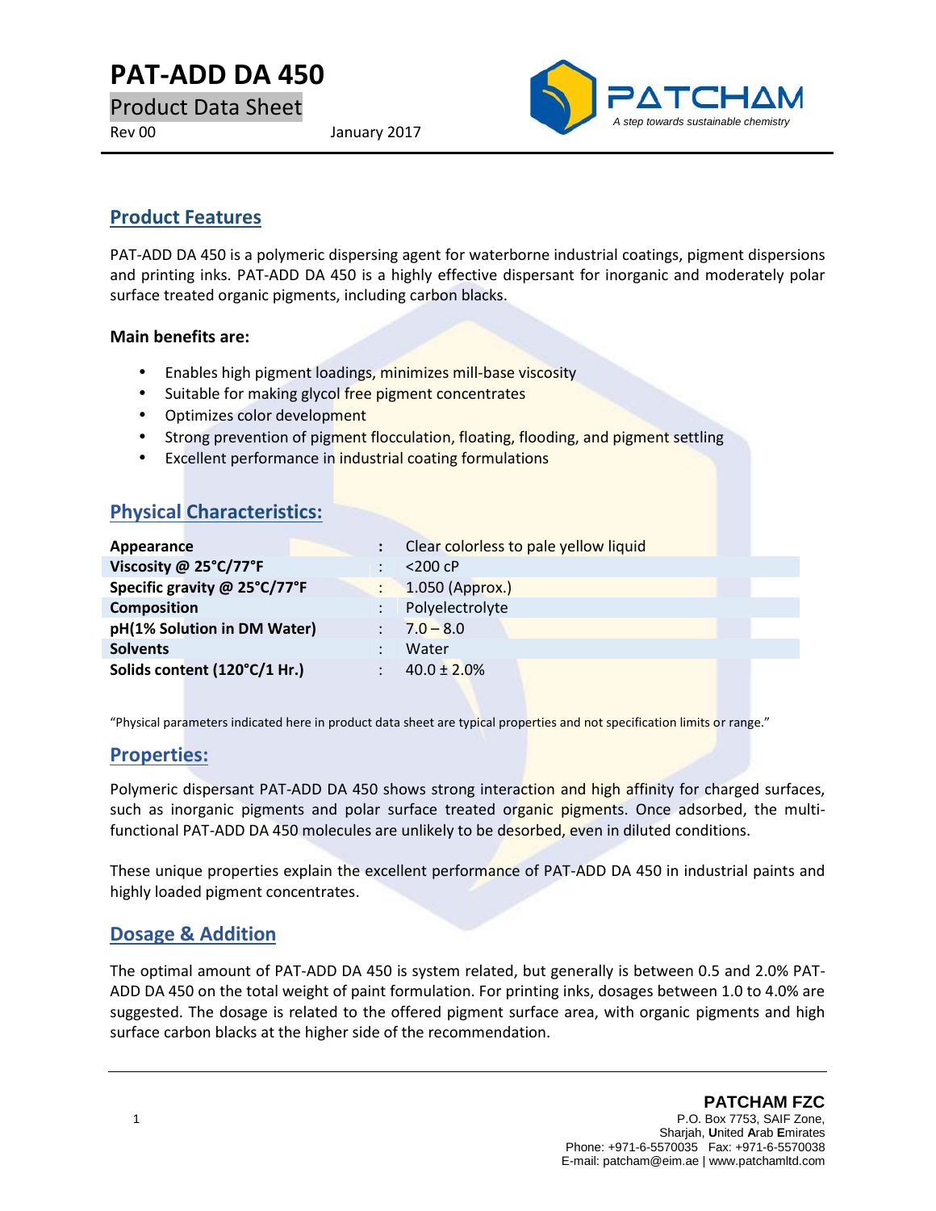# PAT-ADD DA 450

Product Data Sheet

Rev 00 January 2017

PATCHAM
*A step towards sustainable chemistry*

## Product Features

PAT-ADD DA 450 is a polymeric dispersing agent for waterborne industrial coatings, pigment dispersions and printing inks. PAT-ADD DA 450 is a highly effective dispersant for inorganic and moderately polar surface treated organic pigments, including carbon blacks.

**Main benefits are:**

- Enables high pigment loadings, minimizes mill-base viscosity
- Suitable for making glycol free pigment concentrates
- Optimizes color development
- Strong prevention of pigment flocculation, floating, flooding, and pigment settling
- Excellent performance in industrial coating formulations

## Physical Characteristics:

| | | |
|---|---|---|
| **Appearance** | : | Clear colorless to pale yellow liquid |
| **Viscosity @ 25°C/77°F** | : | <200 cP |
| **Specific gravity @ 25°C/77°F** | : | 1.050 (Approx.) |
| **Composition** | : | Polyelectrolyte |
| **pH(1% Solution in DM Water)** | : | 7.0 – 8.0 |
| **Solvents** | : | Water |
| **Solids content (120°C/1 Hr.)** | : | 40.0 ± 2.0% |

"Physical parameters indicated here in product data sheet are typical properties and not specification limits or range."

## Properties:

Polymeric dispersant PAT-ADD DA 450 shows strong interaction and high affinity for charged surfaces, such as inorganic pigments and polar surface treated organic pigments. Once adsorbed, the multi-functional PAT-ADD DA 450 molecules are unlikely to be desorbed, even in diluted conditions.

These unique properties explain the excellent performance of PAT-ADD DA 450 in industrial paints and highly loaded pigment concentrates.

## Dosage & Addition

The optimal amount of PAT-ADD DA 450 is system related, but generally is between 0.5 and 2.0% PAT-ADD DA 450 on the total weight of paint formulation. For printing inks, dosages between 1.0 to 4.0% are suggested. The dosage is related to the offered pigment surface area, with organic pigments and high surface carbon blacks at the higher side of the recommendation.

**PATCHAM FZC**
P.O. Box 7753, SAIF Zone,
Sharjah, **U**nited **A**rab **E**mirates
Phone: +971-6-5570035 Fax: +971-6-5570038
E-mail: patcham@eim.ae | www.patchamltd.com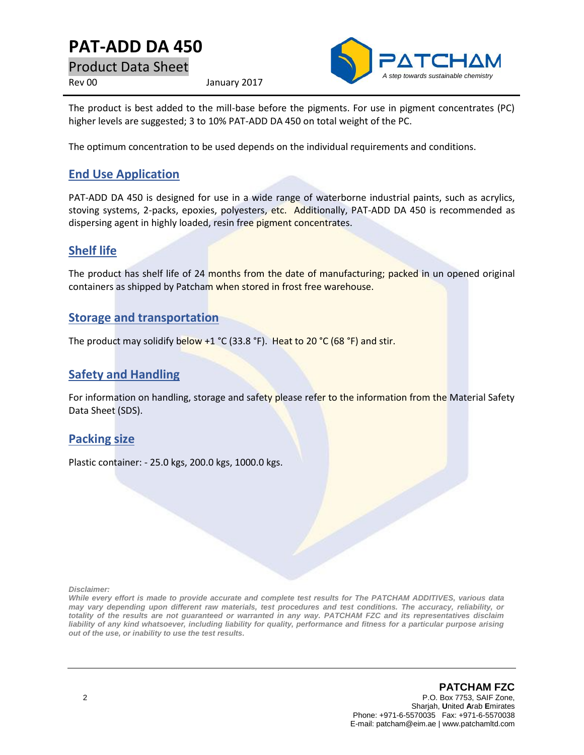The product is best added to the mill-base before the pigments. For use in pigment concentrates (PC) higher levels are suggested; 3 to 10% PAT-ADD DA 450 on total weight of the PC.

The optimum concentration to be used depends on the individual requirements and conditions.

## End Use Application

PAT-ADD DA 450 is designed for use in a wide range of waterborne industrial paints, such as acrylics, stoving systems, 2-packs, epoxies, polyesters, etc. Additionally, PAT-ADD DA 450 is recommended as dispersing agent in highly loaded, resin free pigment concentrates.

## Shelf life

The product has shelf life of 24 months from the date of manufacturing; packed in un opened original containers as shipped by Patcham when stored in frost free warehouse.

## Storage and transportation

The product may solidify below +1 °C (33.8 °F). Heat to 20 °C (68 °F) and stir.

## Safety and Handling

For information on handling, storage and safety please refer to the information from the Material Safety Data Sheet (SDS).

## Packing size

Plastic container: - 25.0 kgs, 200.0 kgs, 1000.0 kgs.

***Disclaimer:***

***While every effort is made to provide accurate and complete test results for The PATCHAM ADDITIVES, various data may vary depending upon different raw materials, test procedures and test conditions. The accuracy, reliability, or totality of the results are not guaranteed or warranted in any way. PATCHAM FZC and its representatives disclaim liability of any kind whatsoever, including liability for quality, performance and fitness for a particular purpose arising out of the use, or inability to use the test results.***

**PATCHAM FZC**
P.O. Box 7753, SAIF Zone,
Sharjah, **U**nited **A**rab **E**mirates
Phone: +971-6-5570035 Fax: +971-6-5570038
E-mail: patcham@eim.ae | www.patchamltd.com